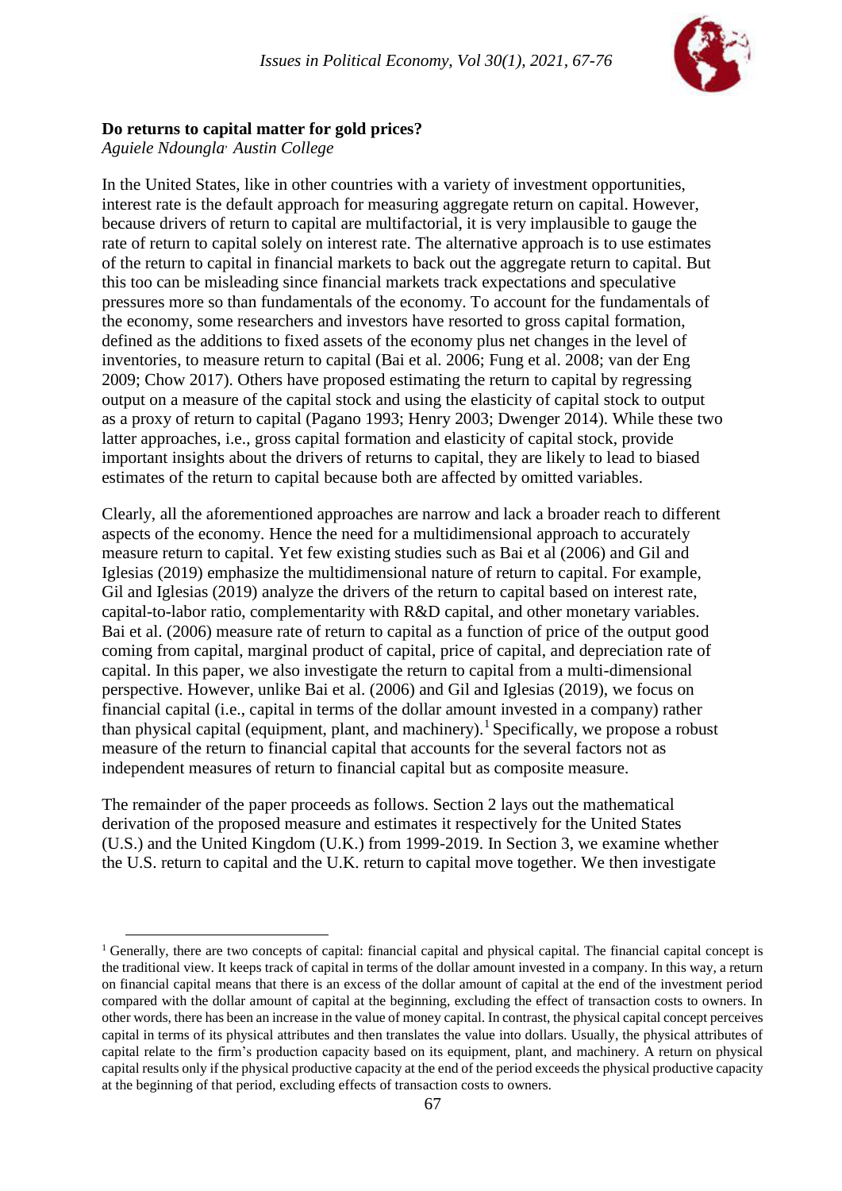# Do returns to capital matter for gold prices?

*Aguiele Ndoungla, Austin College*

In the United States, like in other countries with a variety of investment opportunities, interest rate is the default approach for measuring aggregate return on capital. However, because drivers of return to capital are multifactorial, it is very implausible to gauge the rate of return to capital solely on interest rate. The alternative approach is to use estimates of the return to capital in financial markets to back out the aggregate return to capital. But this too can be misleading since financial markets track expectations and speculative pressures more so than fundamentals of the economy. To account for the fundamentals of the economy, some researchers and investors have resorted to gross capital formation, defined as the additions to fixed assets of the economy plus net changes in the level of inventories, to measure return to capital (Bai et al. 2006; Fung et al. 2008; van der Eng 2009; Chow 2017). Others have proposed estimating the return to capital by regressing output on a measure of the capital stock and using the elasticity of capital stock to output as a proxy of return to capital (Pagano 1993; Henry 2003; Dwenger 2014). While these two latter approaches, i.e., gross capital formation and elasticity of capital stock, provide important insights about the drivers of returns to capital, they are likely to lead to biased estimates of the return to capital because both are affected by omitted variables.

Clearly, all the aforementioned approaches are narrow and lack a broader reach to different aspects of the economy. Hence the need for a multidimensional approach to accurately measure return to capital. Yet few existing studies such as Bai et al (2006) and Gil and Iglesias (2019) emphasize the multidimensional nature of return to capital. For example, Gil and Iglesias (2019) analyze the drivers of the return to capital based on interest rate, capital-to-labor ratio, complementarity with R&D capital, and other monetary variables. Bai et al. (2006) measure rate of return to capital as a function of price of the output good coming from capital, marginal product of capital, price of capital, and depreciation rate of capital. In this paper, we also investigate the return to capital from a multi-dimensional perspective. However, unlike Bai et al. (2006) and Gil and Iglesias (2019), we focus on financial capital (i.e., capital in terms of the dollar amount invested in a company) rather than physical capital (equipment, plant, and machinery).[1] Specifically, we propose a robust measure of the return to financial capital that accounts for the several factors not as independent measures of return to financial capital but as composite measure.

The remainder of the paper proceeds as follows. Section 2 lays out the mathematical derivation of the proposed measure and estimates it respectively for the United States (U.S.) and the United Kingdom (U.K.) from 1999-2019. In Section 3, we examine whether the U.S. return to capital and the U.K. return to capital move together. We then investigate

[1] Generally, there are two concepts of capital: financial capital and physical capital. The financial capital concept is the traditional view. It keeps track of capital in terms of the dollar amount invested in a company. In this way, a return on financial capital means that there is an excess of the dollar amount of capital at the end of the investment period compared with the dollar amount of capital at the beginning, excluding the effect of transaction costs to owners. In other words, there has been an increase in the value of money capital. In contrast, the physical capital concept perceives capital in terms of its physical attributes and then translates the value into dollars. Usually, the physical attributes of capital relate to the firm's production capacity based on its equipment, plant, and machinery. A return on physical capital results only if the physical productive capacity at the end of the period exceeds the physical productive capacity at the beginning of that period, excluding effects of transaction costs to owners.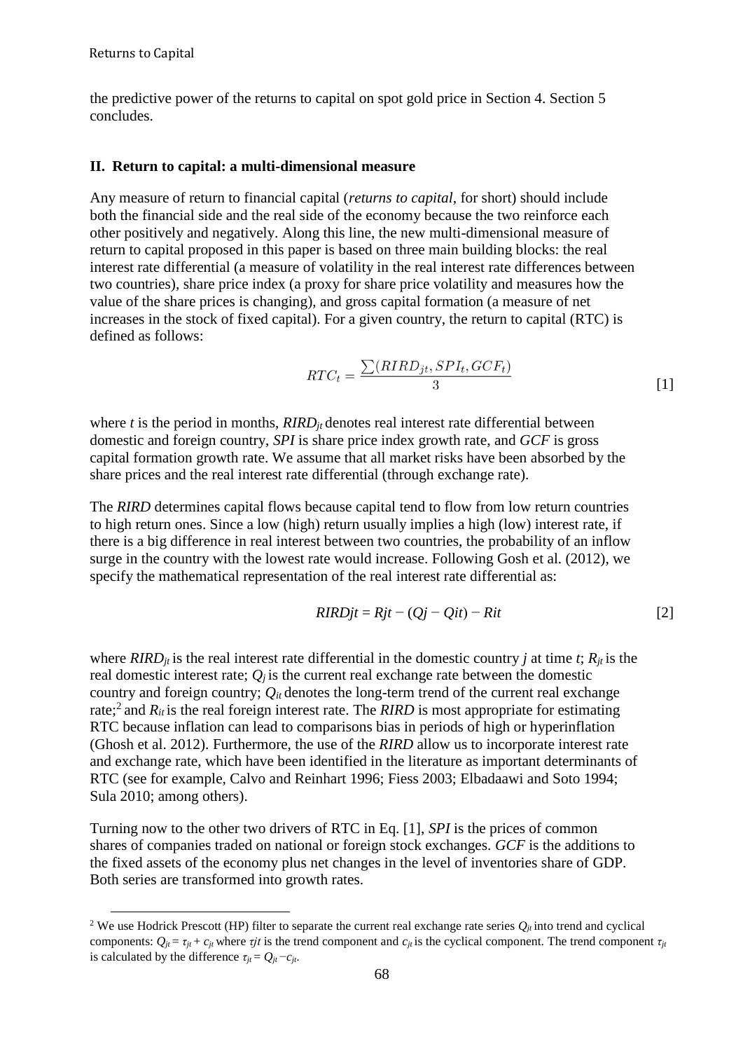the predictive power of the returns to capital on spot gold price in Section 4. Section 5 concludes.

## II. Return to capital: a multi-dimensional measure

Any measure of return to financial capital (*returns to capital*, for short) should include both the financial side and the real side of the economy because the two reinforce each other positively and negatively. Along this line, the new multi-dimensional measure of return to capital proposed in this paper is based on three main building blocks: the real interest rate differential (a measure of volatility in the real interest rate differences between two countries), share price index (a proxy for share price volatility and measures how the value of the share prices is changing), and gross capital formation (a measure of net increases in the stock of fixed capital). For a given country, the return to capital (RTC) is defined as follows:

$$RTC_t = \frac{\sum(RIRD_{jt}, SPI_t, GCF_t)}{3} \quad [1]$$

where $t$ is the period in months, $RIRD_{jt}$ denotes real interest rate differential between domestic and foreign country, *SPI* is share price index growth rate, and *GCF* is gross capital formation growth rate. We assume that all market risks have been absorbed by the share prices and the real interest rate differential (through exchange rate).

The *RIRD* determines capital flows because capital tend to flow from low return countries to high return ones. Since a low (high) return usually implies a high (low) interest rate, if there is a big difference in real interest between two countries, the probability of an inflow surge in the country with the lowest rate would increase. Following Gosh et al. (2012), we specify the mathematical representation of the real interest rate differential as:

$$RIRDjt = Rjt - (Qj - Qit) - Rit \quad [2]$$

where $RIRD_{jt}$ is the real interest rate differential in the domestic country $j$ at time $t$; $R_{jt}$ is the real domestic interest rate; $Q_j$ is the current real exchange rate between the domestic country and foreign country; $Q_{it}$ denotes the long-term trend of the current real exchange rate;[2] and $R_{it}$ is the real foreign interest rate. The *RIRD* is most appropriate for estimating RTC because inflation can lead to comparisons bias in periods of high or hyperinflation (Ghosh et al. 2012). Furthermore, the use of the *RIRD* allow us to incorporate interest rate and exchange rate, which have been identified in the literature as important determinants of RTC (see for example, Calvo and Reinhart 1996; Fiess 2003; Elbadaawi and Soto 1994; Sula 2010; among others).

Turning now to the other two drivers of RTC in Eq. [1], *SPI* is the prices of common shares of companies traded on national or foreign stock exchanges. *GCF* is the additions to the fixed assets of the economy plus net changes in the level of inventories share of GDP. Both series are transformed into growth rates.

[2] We use Hodrick Prescott (HP) filter to separate the current real exchange rate series $Q_{jt}$ into trend and cyclical components: $Q_{jt} = \tau_{jt} + c_{jt}$ where $\tau jt$ is the trend component and $c_{jt}$ is the cyclical component. The trend component $\tau_{jt}$ is calculated by the difference $\tau_{jt} = Q_{jt} - c_{jt}$.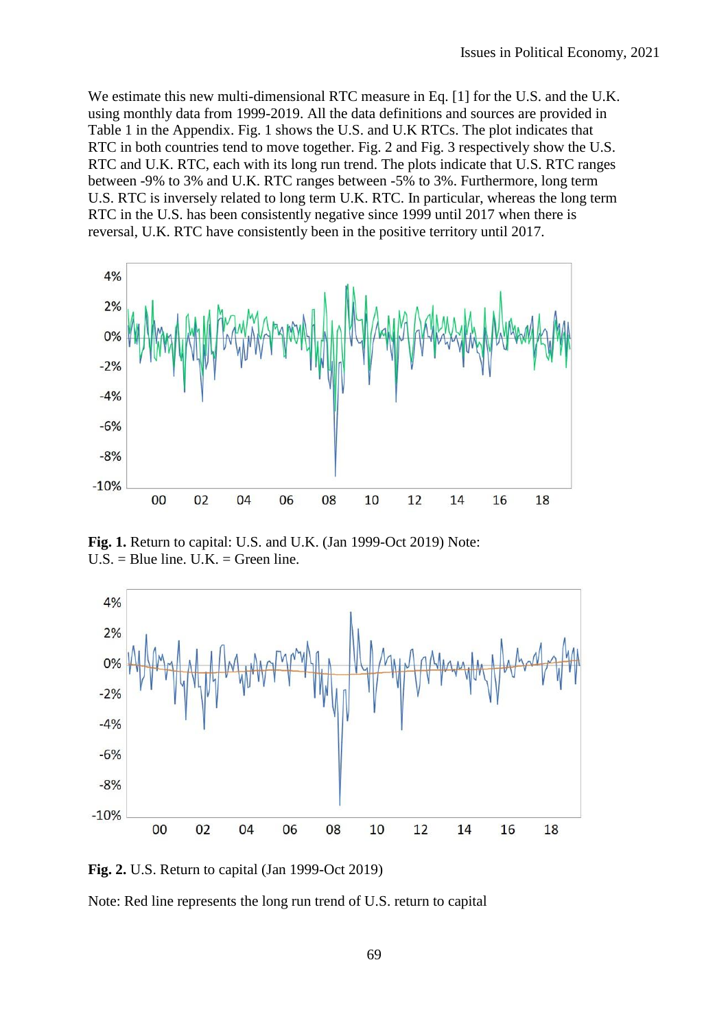We estimate this new multi-dimensional RTC measure in Eq. [1] for the U.S. and the U.K. using monthly data from 1999-2019. All the data definitions and sources are provided in Table 1 in the Appendix. Fig. 1 shows the U.S. and U.K RTCs. The plot indicates that RTC in both countries tend to move together. Fig. 2 and Fig. 3 respectively show the U.S. RTC and U.K. RTC, each with its long run trend. The plots indicate that U.S. RTC ranges between -9% to 3% and U.K. RTC ranges between -5% to 3%. Furthermore, long term U.S. RTC is inversely related to long term U.K. RTC. In particular, whereas the long term RTC in the U.S. has been consistently negative since 1999 until 2017 when there is reversal, U.K. RTC have consistently been in the positive territory until 2017.

**Fig. 1.** Return to capital: U.S. and U.K. (Jan 1999-Oct 2019) Note: U.S. = Blue line. U.K. = Green line.

**Fig. 2.** U.S. Return to capital (Jan 1999-Oct 2019)

Note: Red line represents the long run trend of U.S. return to capital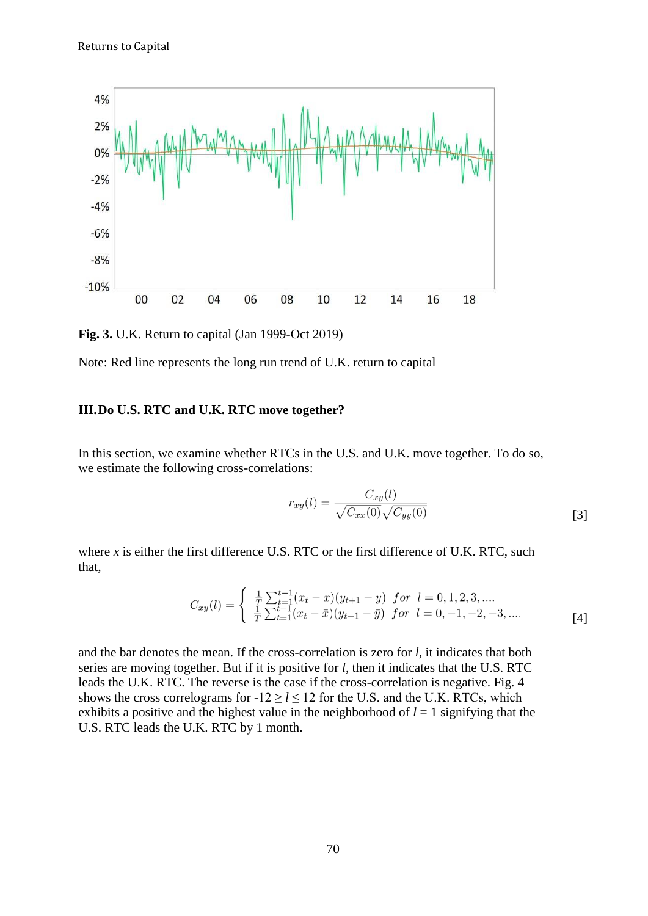**Fig. 3.** U.K. Return to capital (Jan 1999-Oct 2019)

Note: Red line represents the long run trend of U.K. return to capital

### III. Do U.S. RTC and U.K. RTC move together?

In this section, we examine whether RTCs in the U.S. and U.K. move together. To do so, we estimate the following cross-correlations:

$$r_{xy}(l) = \frac{C_{xy}(l)}{\sqrt{C_{xx}(0)}\sqrt{C_{yy}(0)}} \qquad [3]$$

where $x$ is either the first difference U.S. RTC or the first difference of U.K. RTC, such that,

$$C_{xy}(l) = \begin{cases} \frac{1}{T}\sum_{t=1}^{t-1}(x_t - \bar{x})(y_{t+1} - \bar{y}) & for \;\; l = 0, 1, 2, 3, .... \\ \frac{1}{T}\sum_{t=1}^{t-1}(x_t - \bar{x})(y_{t+1} - \bar{y}) & for \;\; l = 0, -1, -2, -3, .... \end{cases} \qquad [4]$$

and the bar denotes the mean. If the cross-correlation is zero for $l$, it indicates that both series are moving together. But if it is positive for $l$, then it indicates that the U.S. RTC leads the U.K. RTC. The reverse is the case if the cross-correlation is negative. Fig. 4 shows the cross correlograms for $-12 \geq l \leq 12$ for the U.S. and the U.K. RTCs, which exhibits a positive and the highest value in the neighborhood of $l = 1$ signifying that the U.S. RTC leads the U.K. RTC by 1 month.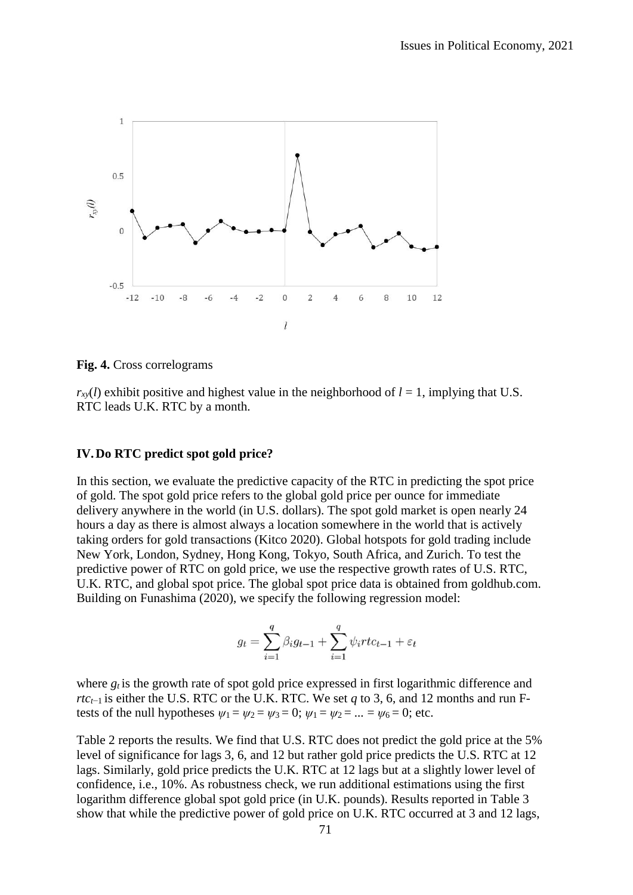**Fig. 4.** Cross correlograms

$r_{xy}(l)$ exhibit positive and highest value in the neighborhood of $l = 1$, implying that U.S. RTC leads U.K. RTC by a month.

## IV. Do RTC predict spot gold price?

In this section, we evaluate the predictive capacity of the RTC in predicting the spot price of gold. The spot gold price refers to the global gold price per ounce for immediate delivery anywhere in the world (in U.S. dollars). The spot gold market is open nearly 24 hours a day as there is almost always a location somewhere in the world that is actively taking orders for gold transactions (Kitco 2020). Global hotspots for gold trading include New York, London, Sydney, Hong Kong, Tokyo, South Africa, and Zurich. To test the predictive power of RTC on gold price, we use the respective growth rates of U.S. RTC, U.K. RTC, and global spot price. The global spot price data is obtained from goldhub.com. Building on Funashima (2020), we specify the following regression model:

$$g_t = \sum_{i=1}^{q} \beta_i g_{t-1} + \sum_{i=1}^{q} \psi_i rtc_{t-1} + \varepsilon_t$$

where $g_t$ is the growth rate of spot gold price expressed in first logarithmic difference and $rtc_{t-1}$ is either the U.S. RTC or the U.K. RTC. We set $q$ to 3, 6, and 12 months and run F-tests of the null hypotheses $\psi_1 = \psi_2 = \psi_3 = 0$; $\psi_1 = \psi_2 = ... = \psi_6 = 0$; etc.

Table 2 reports the results. We find that U.S. RTC does not predict the gold price at the 5% level of significance for lags 3, 6, and 12 but rather gold price predicts the U.S. RTC at 12 lags. Similarly, gold price predicts the U.K. RTC at 12 lags but at a slightly lower level of confidence, i.e., 10%. As robustness check, we run additional estimations using the first logarithm difference global spot gold price (in U.K. pounds). Results reported in Table 3 show that while the predictive power of gold price on U.K. RTC occurred at 3 and 12 lags,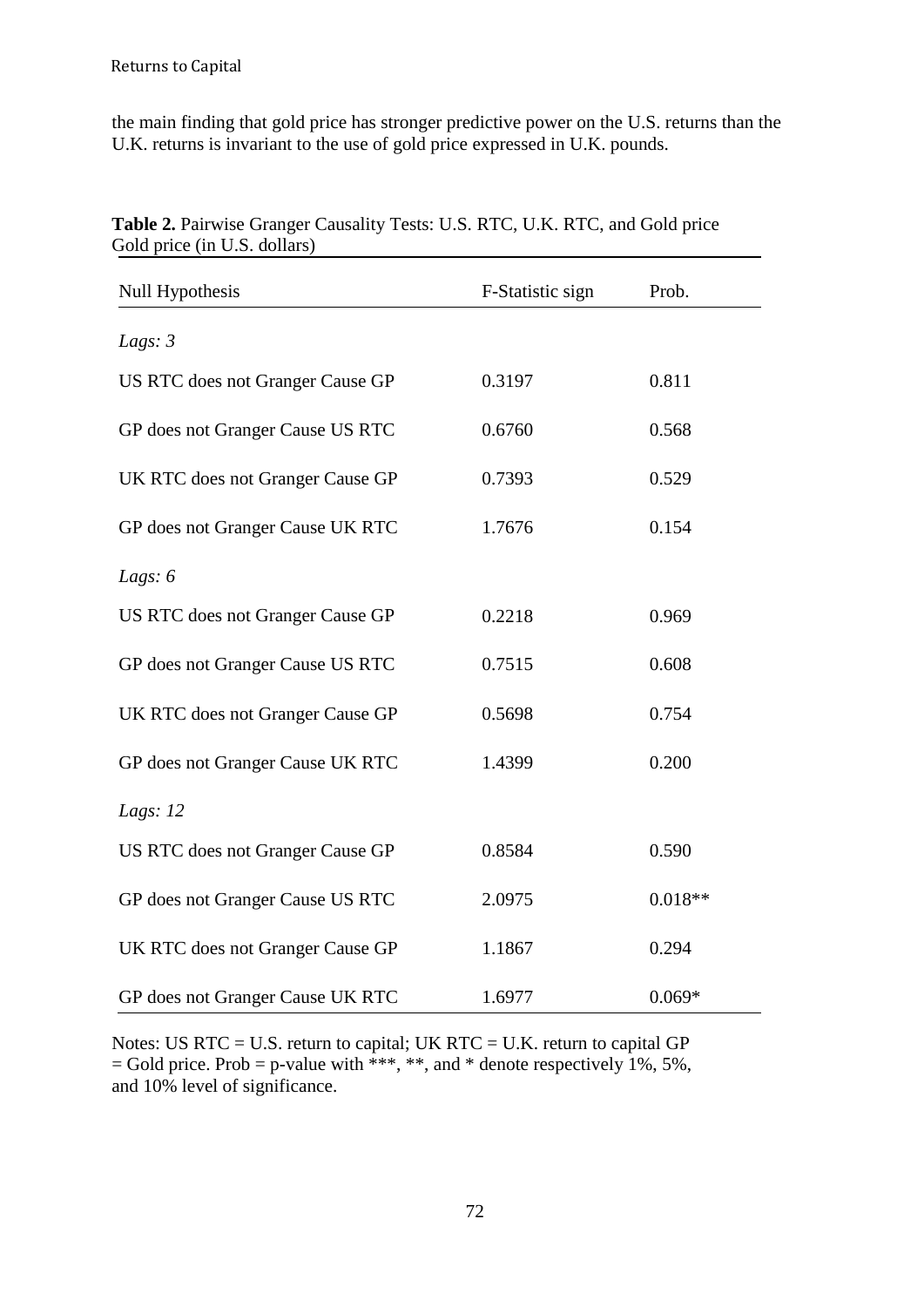the main finding that gold price has stronger predictive power on the U.S. returns than the U.K. returns is invariant to the use of gold price expressed in U.K. pounds.

**Table 2.** Pairwise Granger Causality Tests: U.S. RTC, U.K. RTC, and Gold price
Gold price (in U.S. dollars)

| Null Hypothesis | F-Statistic sign | Prob. |
|---|---|---|
| *Lags: 3* | | |
| US RTC does not Granger Cause GP | 0.3197 | 0.811 |
| GP does not Granger Cause US RTC | 0.6760 | 0.568 |
| UK RTC does not Granger Cause GP | 0.7393 | 0.529 |
| GP does not Granger Cause UK RTC | 1.7676 | 0.154 |
| *Lags: 6* | | |
| US RTC does not Granger Cause GP | 0.2218 | 0.969 |
| GP does not Granger Cause US RTC | 0.7515 | 0.608 |
| UK RTC does not Granger Cause GP | 0.5698 | 0.754 |
| GP does not Granger Cause UK RTC | 1.4399 | 0.200 |
| *Lags: 12* | | |
| US RTC does not Granger Cause GP | 0.8584 | 0.590 |
| GP does not Granger Cause US RTC | 2.0975 | 0.018** |
| UK RTC does not Granger Cause GP | 1.1867 | 0.294 |
| GP does not Granger Cause UK RTC | 1.6977 | 0.069* |

Notes: US RTC = U.S. return to capital; UK RTC = U.K. return to capital GP = Gold price. Prob = p-value with ***, **, and * denote respectively 1%, 5%, and 10% level of significance.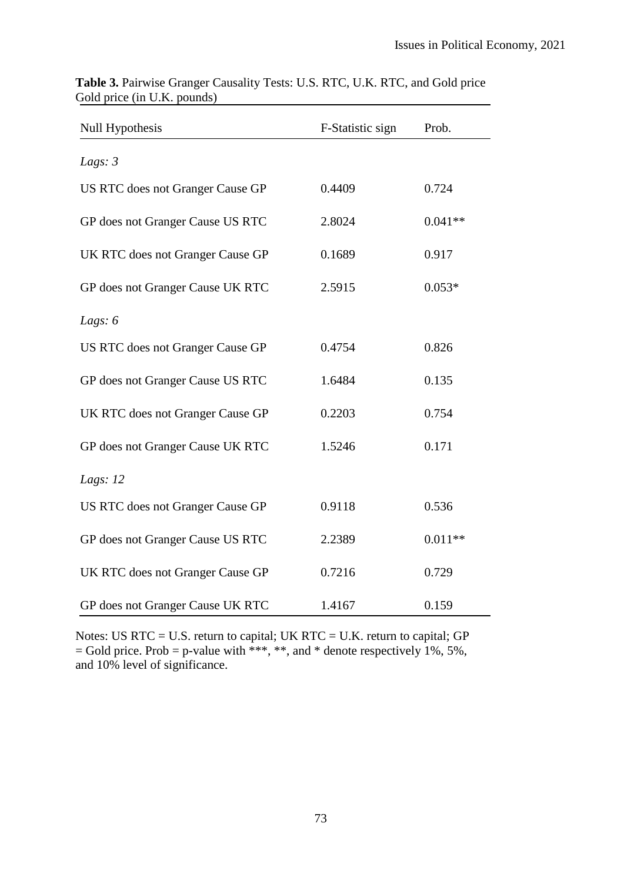**Table 3.** Pairwise Granger Causality Tests: U.S. RTC, U.K. RTC, and Gold price Gold price (in U.K. pounds)

| Null Hypothesis | F-Statistic sign | Prob. |
|---|---|---|
| *Lags: 3* | | |
| US RTC does not Granger Cause GP | 0.4409 | 0.724 |
| GP does not Granger Cause US RTC | 2.8024 | 0.041** |
| UK RTC does not Granger Cause GP | 0.1689 | 0.917 |
| GP does not Granger Cause UK RTC | 2.5915 | 0.053* |
| *Lags: 6* | | |
| US RTC does not Granger Cause GP | 0.4754 | 0.826 |
| GP does not Granger Cause US RTC | 1.6484 | 0.135 |
| UK RTC does not Granger Cause GP | 0.2203 | 0.754 |
| GP does not Granger Cause UK RTC | 1.5246 | 0.171 |
| *Lags: 12* | | |
| US RTC does not Granger Cause GP | 0.9118 | 0.536 |
| GP does not Granger Cause US RTC | 2.2389 | 0.011** |
| UK RTC does not Granger Cause GP | 0.7216 | 0.729 |
| GP does not Granger Cause UK RTC | 1.4167 | 0.159 |

Notes: US RTC = U.S. return to capital; UK RTC = U.K. return to capital; GP = Gold price. Prob = p-value with ***, **, and * denote respectively 1%, 5%, and 10% level of significance.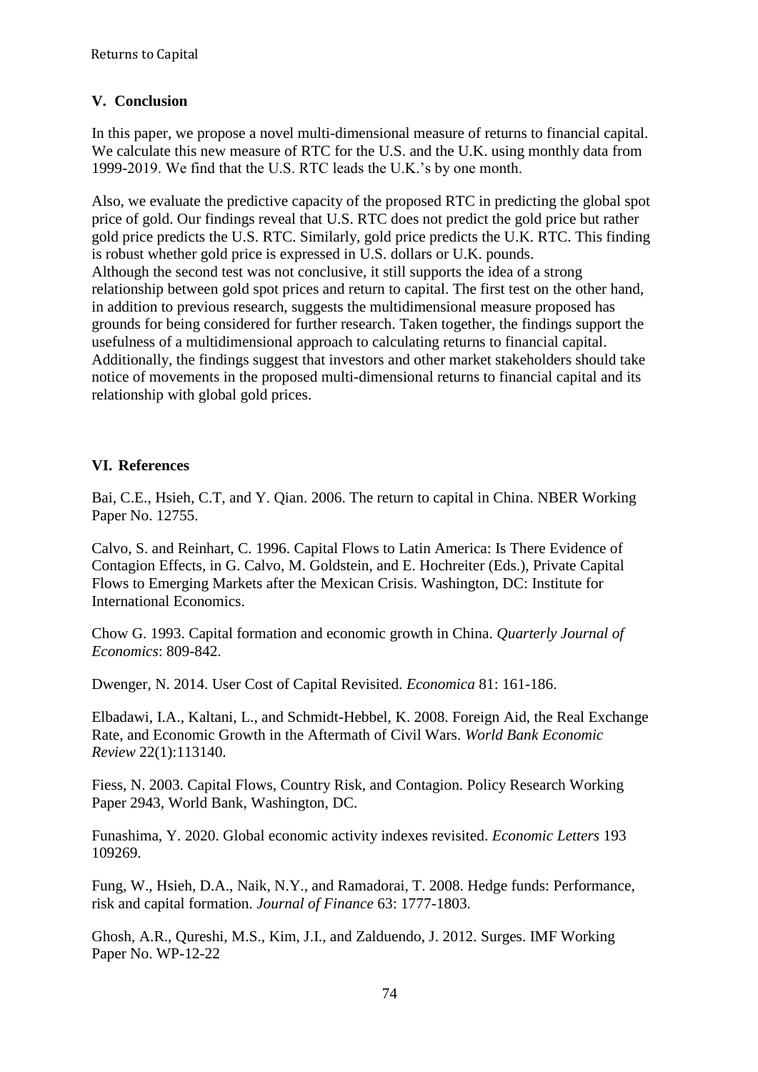## V. Conclusion

In this paper, we propose a novel multi-dimensional measure of returns to financial capital. We calculate this new measure of RTC for the U.S. and the U.K. using monthly data from 1999-2019. We find that the U.S. RTC leads the U.K.'s by one month.

Also, we evaluate the predictive capacity of the proposed RTC in predicting the global spot price of gold. Our findings reveal that U.S. RTC does not predict the gold price but rather gold price predicts the U.S. RTC. Similarly, gold price predicts the U.K. RTC. This finding is robust whether gold price is expressed in U.S. dollars or U.K. pounds.
Although the second test was not conclusive, it still supports the idea of a strong relationship between gold spot prices and return to capital. The first test on the other hand, in addition to previous research, suggests the multidimensional measure proposed has grounds for being considered for further research. Taken together, the findings support the usefulness of a multidimensional approach to calculating returns to financial capital. Additionally, the findings suggest that investors and other market stakeholders should take notice of movements in the proposed multi-dimensional returns to financial capital and its relationship with global gold prices.

## VI. References

Bai, C.E., Hsieh, C.T, and Y. Qian. 2006. The return to capital in China. NBER Working Paper No. 12755.

Calvo, S. and Reinhart, C. 1996. Capital Flows to Latin America: Is There Evidence of Contagion Effects, in G. Calvo, M. Goldstein, and E. Hochreiter (Eds.), Private Capital Flows to Emerging Markets after the Mexican Crisis. Washington, DC: Institute for International Economics.

Chow G. 1993. Capital formation and economic growth in China. *Quarterly Journal of Economics*: 809-842.

Dwenger, N. 2014. User Cost of Capital Revisited. *Economica* 81: 161-186.

Elbadawi, I.A., Kaltani, L., and Schmidt-Hebbel, K. 2008. Foreign Aid, the Real Exchange Rate, and Economic Growth in the Aftermath of Civil Wars. *World Bank Economic Review* 22(1):113140.

Fiess, N. 2003. Capital Flows, Country Risk, and Contagion. Policy Research Working Paper 2943, World Bank, Washington, DC.

Funashima, Y. 2020. Global economic activity indexes revisited. *Economic Letters* 193 109269.

Fung, W., Hsieh, D.A., Naik, N.Y., and Ramadorai, T. 2008. Hedge funds: Performance, risk and capital formation. *Journal of Finance* 63: 1777-1803.

Ghosh, A.R., Qureshi, M.S., Kim, J.I., and Zalduendo, J. 2012. Surges. IMF Working Paper No. WP-12-22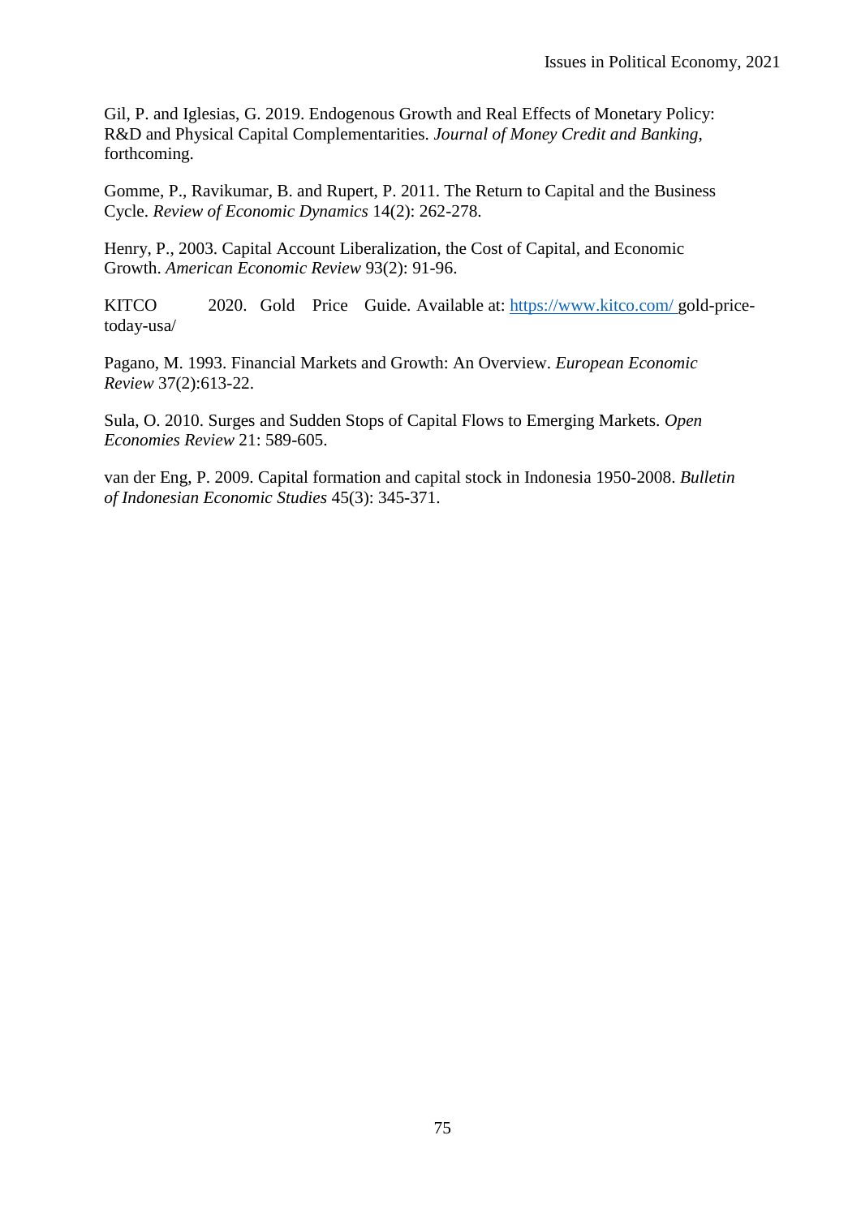Gil, P. and Iglesias, G. 2019. Endogenous Growth and Real Effects of Monetary Policy: R&D and Physical Capital Complementarities. *Journal of Money Credit and Banking*, forthcoming.

Gomme, P., Ravikumar, B. and Rupert, P. 2011. The Return to Capital and the Business Cycle. *Review of Economic Dynamics* 14(2): 262-278.

Henry, P., 2003. Capital Account Liberalization, the Cost of Capital, and Economic Growth. *American Economic Review* 93(2): 91-96.

KITCO 2020. Gold Price Guide. Available at: https://www.kitco.com/ gold-price-today-usa/

Pagano, M. 1993. Financial Markets and Growth: An Overview. *European Economic Review* 37(2):613-22.

Sula, O. 2010. Surges and Sudden Stops of Capital Flows to Emerging Markets. *Open Economies Review* 21: 589-605.

van der Eng, P. 2009. Capital formation and capital stock in Indonesia 1950-2008. *Bulletin of Indonesian Economic Studies* 45(3): 345-371.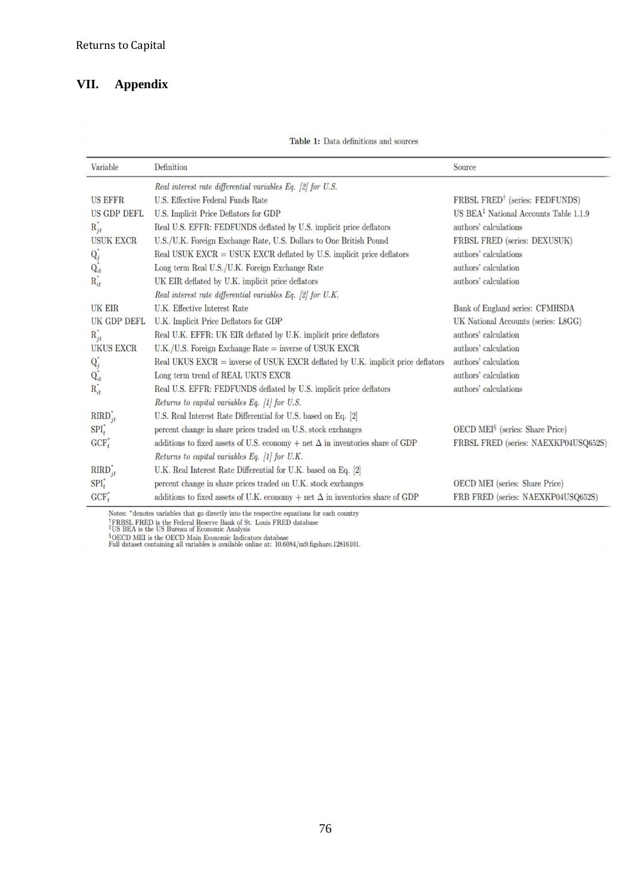## VII. Appendix

**Table 1:** Data definitions and sources

| Variable | Definition | Source |
|---|---|---|
| | *Real interest rate differential variables Eq. [2] for U.S.* | |
| US EFFR | U.S. Effective Federal Funds Rate | FRBSL FRED[†] (series: FEDFUNDS) |
| US GDP DEFL | U.S. Implicit Price Deflators for GDP | US BEA[‡] National Accounts Table 1.1.9 |
| $R^*_{jt}$ | Real U.S. EFFR: FEDFUNDS deflated by U.S. implicit price deflators | authors' calculations |
| USUK EXCR | U.S./U.K. Foreign Exchange Rate, U.S. Dollars to One British Pound | FRBSL FRED (series: DEXUSUK) |
| $Q^*_j$ | Real USUK EXCR = USUK EXCR deflated by U.S. implicit price deflators | authors' calculations |
| $Q^*_{it}$ | Long term Real U.S./U.K. Foreign Exchange Rate | authors' calculation |
| $R^*_{it}$ | UK EIR deflated by U.K. implicit price deflators | authors' calculation |
| | *Real interest rate differential variables Eq. [2] for U.K.* | |
| UK EIR | U.K. Effective Interest Rate | Bank of England series: CFMHSDA |
| UK GDP DEFL | U.K. Implicit Price Deflators for GDP | UK National Accounts (series: L8GG) |
| $R^*_{jt}$ | Real U.K. EFFR: UK EIR deflated by U.K. implicit price deflators | authors' calculation |
| UKUS EXCR | U.K./U.S. Foreign Exchange Rate = inverse of USUK EXCR | authors' calculation |
| $Q^*_j$ | Real UKUS EXCR = inverse of USUK EXCR deflated by U.K. implicit price deflators | authors' calculation |
| $Q^*_{it}$ | Long term trend of REAL UKUS EXCR | authors' calculation |
| $R^*_{it}$ | Real U.S. EFFR: FEDFUNDS deflated by U.S. implicit price deflators | authors' calculations |
| | *Returns to capital variables Eq. [1] for U.S.* | |
| $RIRD^*_{jt}$ | U.S. Real Interest Rate Differential for U.S. based on Eq. [2] | |
| $SPI^*_t$ | percent change in share prices traded on U.S. stock exchanges | OECD MEI[§] (series: Share Price) |
| $GCF^*_t$ | additions to fixed assets of U.S. economy + net Δ in inventories share of GDP | FRBSL FRED (series: NAEXKP04USQ652S) |
| | *Returns to capital variables Eq. [1] for U.K.* | |
| $RIRD^*_{jt}$ | U.K. Real Interest Rate Differential for U.K. based on Eq. [2] | |
| $SPI^*_t$ | percent change in share prices traded on U.K. stock exchanges | OECD MEI (series: Share Price) |
| $GCF^*_t$ | additions to fixed assets of U.K. economy + net Δ in inventories share of GDP | FRB FRED (series: NAEXKP04USQ652S) |

Notes: *denotes variables that go directly into the respective equations for each country
[†]FRBSL FRED is the Federal Reserve Bank of St. Louis FRED database
[‡]US BEA is the US Bureau of Economic Analysis
[§]OECD MEI is the OECD Main Economic Indicators database
Full dataset containing all variables is available online at: 10.6084/m9.figshare.12816101.